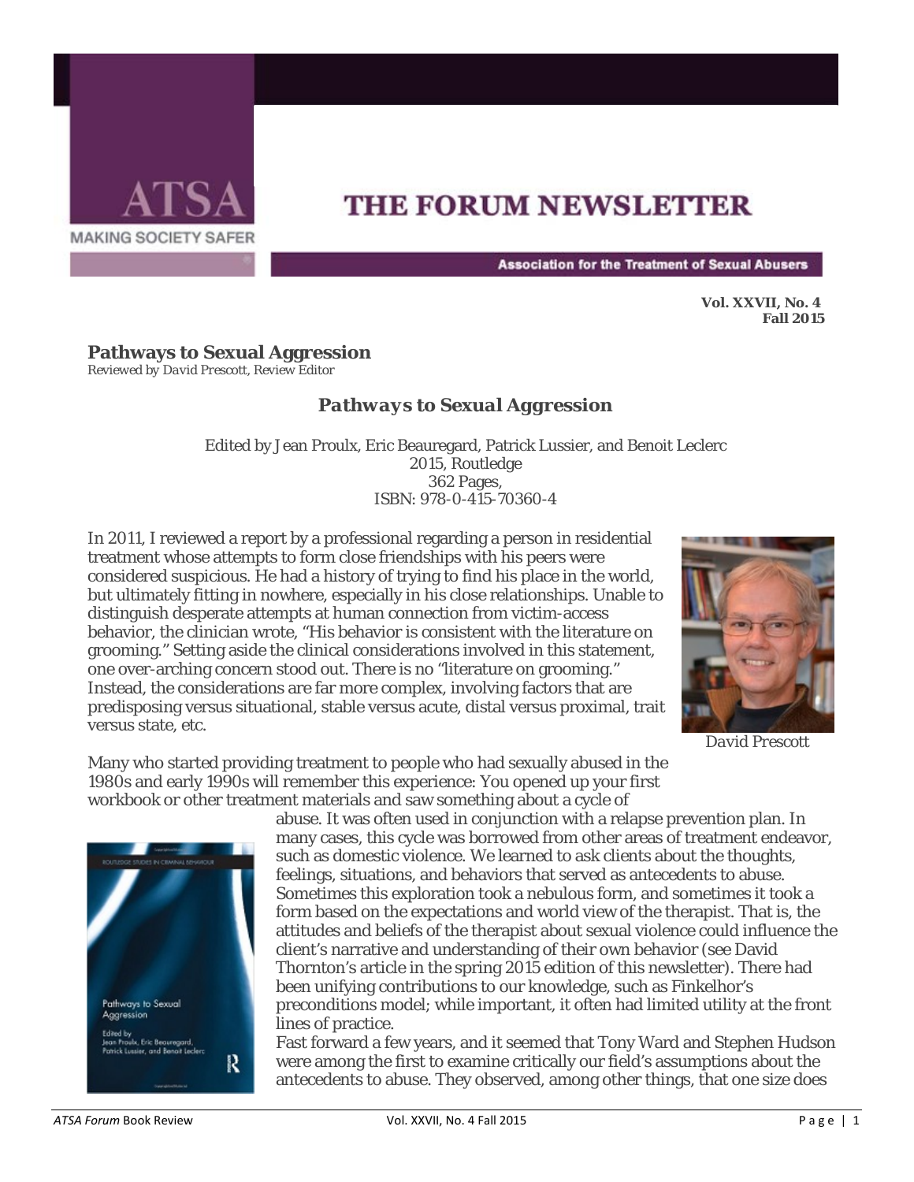# THE FORUM NEWSLETTER

ATSA — MAKING SOCIETY SAFER

Association for the Treatment of Sexual Abusers

**Vol. XXVII, No. 4**
**Fall 2015**

## Pathways to Sexual Aggression

*Reviewed by David Prescott, Review Editor*

### *Pathways to Sexual Aggression*

Edited by Jean Proulx, Eric Beauregard, Patrick Lussier, and Benoit Leclerc
2015, Routledge
362 Pages,
ISBN: 978-0-415-70360-4

In 2011, I reviewed a report by a professional regarding a person in residential treatment whose attempts to form close friendships with his peers were considered suspicious. He had a history of trying to find his place in the world, but ultimately fitting in nowhere, especially in his close relationships. Unable to distinguish desperate attempts at human connection from victim-access behavior, the clinician wrote, "His behavior is consistent with the literature on grooming." Setting aside the clinical considerations involved in this statement, one over-arching concern stood out. There is no "literature on grooming." Instead, the considerations are far more complex, involving factors that are predisposing versus situational, stable versus acute, distal versus proximal, trait versus state, etc.

David Prescott

Many who started providing treatment to people who had sexually abused in the 1980s and early 1990s will remember this experience: You opened up your first workbook or other treatment materials and saw something about a cycle of abuse. It was often used in conjunction with a relapse prevention plan. In many cases, this cycle was borrowed from other areas of treatment endeavor, such as domestic violence. We learned to ask clients about the thoughts, feelings, situations, and behaviors that served as antecedents to abuse. Sometimes this exploration took a nebulous form, and sometimes it took a form based on the expectations and world view of the therapist. That is, the attitudes and beliefs of the therapist about sexual violence could influence the client's narrative and understanding of their own behavior (see David Thornton's article in the spring 2015 edition of this newsletter). There had been unifying contributions to our knowledge, such as Finkelhor's preconditions model; while important, it often had limited utility at the front lines of practice.

Fast forward a few years, and it seemed that Tony Ward and Stephen Hudson were among the first to examine critically our field's assumptions about the antecedents to abuse. They observed, among other things, that one size does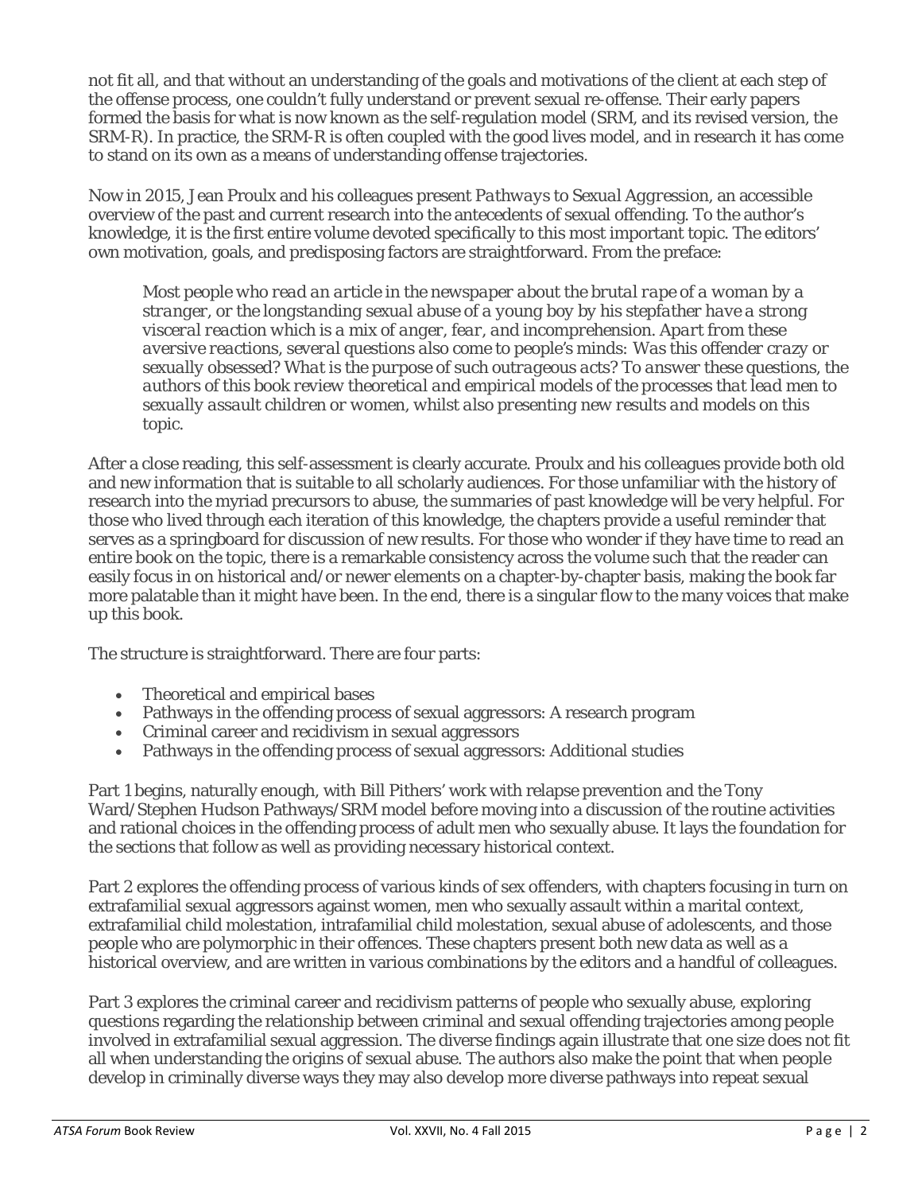not fit all, and that without an understanding of the goals and motivations of the client at each step of the offense process, one couldn't fully understand or prevent sexual re-offense. Their early papers formed the basis for what is now known as the self-regulation model (SRM, and its revised version, the SRM-R). In practice, the SRM-R is often coupled with the good lives model, and in research it has come to stand on its own as a means of understanding offense trajectories.

Now in 2015, Jean Proulx and his colleagues present *Pathways to Sexual Aggression*, an accessible overview of the past and current research into the antecedents of sexual offending. To the author's knowledge, it is the first entire volume devoted specifically to this most important topic. The editors' own motivation, goals, and predisposing factors are straightforward. From the preface:

> *Most people who read an article in the newspaper about the brutal rape of a woman by a stranger, or the longstanding sexual abuse of a young boy by his stepfather have a strong visceral reaction which is a mix of anger, fear, and incomprehension. Apart from these aversive reactions, several questions also come to people's minds: Was this offender crazy or sexually obsessed? What is the purpose of such outrageous acts? To answer these questions, the authors of this book review theoretical and empirical models of the processes that lead men to sexually assault children or women, whilst also presenting new results and models on this topic.*

After a close reading, this self-assessment is clearly accurate. Proulx and his colleagues provide both old and new information that is suitable to all scholarly audiences. For those unfamiliar with the history of research into the myriad precursors to abuse, the summaries of past knowledge will be very helpful. For those who lived through each iteration of this knowledge, the chapters provide a useful reminder that serves as a springboard for discussion of new results. For those who wonder if they have time to read an entire book on the topic, there is a remarkable consistency across the volume such that the reader can easily focus in on historical and/or newer elements on a chapter-by-chapter basis, making the book far more palatable than it might have been. In the end, there is a singular flow to the many voices that make up this book.

The structure is straightforward. There are four parts:

- Theoretical and empirical bases
- Pathways in the offending process of sexual aggressors: A research program
- Criminal career and recidivism in sexual aggressors
- Pathways in the offending process of sexual aggressors: Additional studies

Part 1 begins, naturally enough, with Bill Pithers' work with relapse prevention and the Tony Ward/Stephen Hudson Pathways/SRM model before moving into a discussion of the routine activities and rational choices in the offending process of adult men who sexually abuse. It lays the foundation for the sections that follow as well as providing necessary historical context.

Part 2 explores the offending process of various kinds of sex offenders, with chapters focusing in turn on extrafamilial sexual aggressors against women, men who sexually assault within a marital context, extrafamilial child molestation, intrafamilial child molestation, sexual abuse of adolescents, and those people who are polymorphic in their offences. These chapters present both new data as well as a historical overview, and are written in various combinations by the editors and a handful of colleagues.

Part 3 explores the criminal career and recidivism patterns of people who sexually abuse, exploring questions regarding the relationship between criminal and sexual offending trajectories among people involved in extrafamilial sexual aggression. The diverse findings again illustrate that one size does not fit all when understanding the origins of sexual abuse. The authors also make the point that when people develop in criminally diverse ways they may also develop more diverse pathways into repeat sexual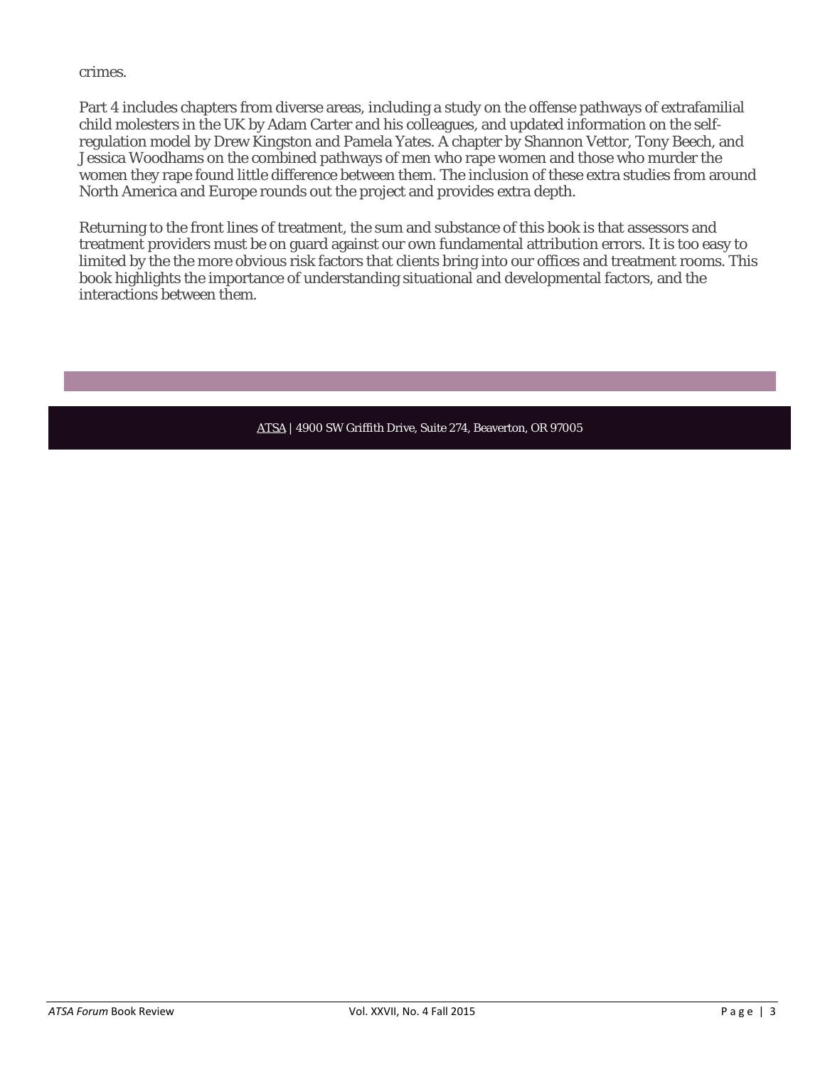crimes.

Part 4 includes chapters from diverse areas, including a study on the offense pathways of extrafamilial child molesters in the UK by Adam Carter and his colleagues, and updated information on the self-regulation model by Drew Kingston and Pamela Yates. A chapter by Shannon Vettor, Tony Beech, and Jessica Woodhams on the combined pathways of men who rape women and those who murder the women they rape found little difference between them. The inclusion of these extra studies from around North America and Europe rounds out the project and provides extra depth.

Returning to the front lines of treatment, the sum and substance of this book is that assessors and treatment providers must be on guard against our own fundamental attribution errors. It is too easy to limited by the the more obvious risk factors that clients bring into our offices and treatment rooms. This book highlights the importance of understanding situational and developmental factors, and the interactions between them.

ATSA | 4900 SW Griffith Drive, Suite 274, Beaverton, OR 97005